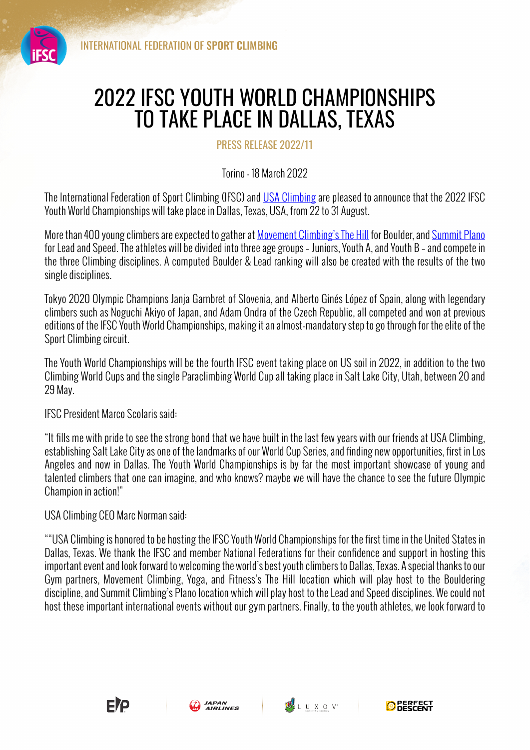# 2022 IFSC YOUTH WORLD CHAMPIONSHIPS TO TAKE PLACE IN DALLAS, TEXAS

PRESS RELEASE 2022/11

Torino - 18 March 2022

The International Federation of Sport Climbing (IFSC) and USA Climbing are pleased to announce that the 2022 IFSC Youth World Championships will take place in Dallas, Texas, USA, from 22 to 31 August.

More than 400 young climbers are expected to gather at Movement Climbing's The Hill for Boulder, and Summit Plano for Lead and Speed. The athletes will be divided into three age groups - Juniors, Youth A, and Youth B - and compete in the three Climbing disciplines. A computed Boulder & Lead ranking will also be created with the results of the two single disciplines.

Tokyo 2020 Olympic Champions Janja Garnbret of Slovenia, and Alberto Ginés López of Spain, along with legendary climbers such as Noguchi Akiyo of Japan, and Adam Ondra of the Czech Republic, all competed and won at previous editions of the IFSC Youth World Championships, making it an almost-mandatory step to go through for the elite of the Sport Climbing circuit.

The Youth World Championships will be the fourth IFSC event taking place on US soil in 2022, in addition to the two Climbing World Cups and the single Paraclimbing World Cup all taking place in Salt Lake City, Utah, between 20 and 29 May.

IFSC President Marco Scolaris said:

"It fills me with pride to see the strong bond that we have built in the last few years with our friends at USA Climbing, establishing Salt Lake City as one of the landmarks of our World Cup Series, and finding new opportunities, first in Los Angeles and now in Dallas. The Youth World Championships is by far the most important showcase of young and talented climbers that one can imagine, and who knows? maybe we will have the chance to see the future Olympic Champion in action!"

USA Climbing CEO Marc Norman said:

""USA Climbing is honored to be hosting the IFSC Youth World Championships for the first time in the United States in Dallas, Texas. We thank the IFSC and member National Federations for their confidence and support in hosting this important event and look forward to welcoming the world's best youth climbers to Dallas, Texas. A special thanks to our Gym partners, Movement Climbing, Yoga, and Fitness's The Hill location which will play host to the Bouldering discipline, and Summit Climbing's Plano location which will play host to the Lead and Speed disciplines. We could not host these important international events without our gym partners. Finally, to the youth athletes, we look forward to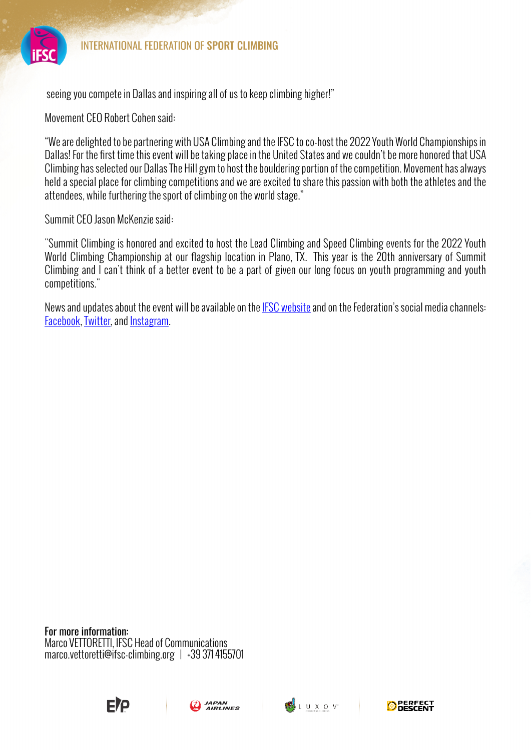seeing you compete in Dallas and inspiring all of us to keep climbing higher!"

Movement CEO Robert Cohen said:

"We are delighted to be partnering with USA Climbing and the IFSC to co-host the 2022 Youth World Championships in Dallas! For the first time this event will be taking place in the United States and we couldn't be more honored that USA Climbing has selected our Dallas The Hill gym to host the bouldering portion of the competition. Movement has always held a special place for climbing competitions and we are excited to share this passion with both the athletes and the attendees, while furthering the sport of climbing on the world stage."

Summit CEO Jason McKenzie said:

"Summit Climbing is honored and excited to host the Lead Climbing and Speed Climbing events for the 2022 Youth World Climbing Championship at our flagship location in Plano, TX. This year is the 20th anniversary of Summit Climbing and I can't think of a better event to be a part of given our long focus on youth programming and youth competitions."

News and updates about the event will be available on the IFSC website and on the Federation's social media channels: Facebook, Twitter, and Instagram.

**For more information:**
Marco VETTORETTI, IFSC Head of Communications
marco.vettoretti@ifsc-climbing.org | +39 371 4155701